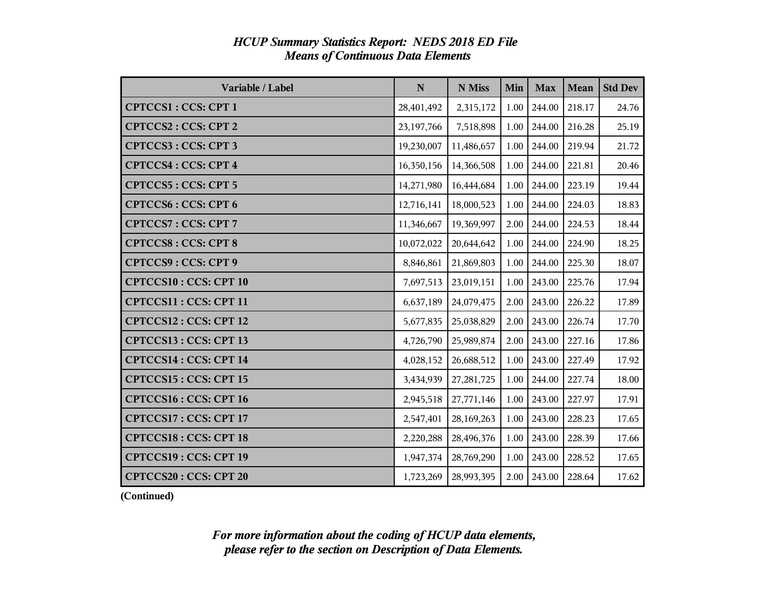*HCUP Summary Statistics Report: NEDS 2018 ED File*
*Means of Continuous Data Elements*

| Variable / Label | N | N Miss | Min | Max | Mean | Std Dev |
|---|---|---|---|---|---|---|
| **CPTCCS1 : CCS: CPT 1** | 28,401,492 | 2,315,172 | 1.00 | 244.00 | 218.17 | 24.76 |
| **CPTCCS2 : CCS: CPT 2** | 23,197,766 | 7,518,898 | 1.00 | 244.00 | 216.28 | 25.19 |
| **CPTCCS3 : CCS: CPT 3** | 19,230,007 | 11,486,657 | 1.00 | 244.00 | 219.94 | 21.72 |
| **CPTCCS4 : CCS: CPT 4** | 16,350,156 | 14,366,508 | 1.00 | 244.00 | 221.81 | 20.46 |
| **CPTCCS5 : CCS: CPT 5** | 14,271,980 | 16,444,684 | 1.00 | 244.00 | 223.19 | 19.44 |
| **CPTCCS6 : CCS: CPT 6** | 12,716,141 | 18,000,523 | 1.00 | 244.00 | 224.03 | 18.83 |
| **CPTCCS7 : CCS: CPT 7** | 11,346,667 | 19,369,997 | 2.00 | 244.00 | 224.53 | 18.44 |
| **CPTCCS8 : CCS: CPT 8** | 10,072,022 | 20,644,642 | 1.00 | 244.00 | 224.90 | 18.25 |
| **CPTCCS9 : CCS: CPT 9** | 8,846,861 | 21,869,803 | 1.00 | 244.00 | 225.30 | 18.07 |
| **CPTCCS10 : CCS: CPT 10** | 7,697,513 | 23,019,151 | 1.00 | 243.00 | 225.76 | 17.94 |
| **CPTCCS11 : CCS: CPT 11** | 6,637,189 | 24,079,475 | 2.00 | 243.00 | 226.22 | 17.89 |
| **CPTCCS12 : CCS: CPT 12** | 5,677,835 | 25,038,829 | 2.00 | 243.00 | 226.74 | 17.70 |
| **CPTCCS13 : CCS: CPT 13** | 4,726,790 | 25,989,874 | 2.00 | 243.00 | 227.16 | 17.86 |
| **CPTCCS14 : CCS: CPT 14** | 4,028,152 | 26,688,512 | 1.00 | 243.00 | 227.49 | 17.92 |
| **CPTCCS15 : CCS: CPT 15** | 3,434,939 | 27,281,725 | 1.00 | 244.00 | 227.74 | 18.00 |
| **CPTCCS16 : CCS: CPT 16** | 2,945,518 | 27,771,146 | 1.00 | 243.00 | 227.97 | 17.91 |
| **CPTCCS17 : CCS: CPT 17** | 2,547,401 | 28,169,263 | 1.00 | 243.00 | 228.23 | 17.65 |
| **CPTCCS18 : CCS: CPT 18** | 2,220,288 | 28,496,376 | 1.00 | 243.00 | 228.39 | 17.66 |
| **CPTCCS19 : CCS: CPT 19** | 1,947,374 | 28,769,290 | 1.00 | 243.00 | 228.52 | 17.65 |
| **CPTCCS20 : CCS: CPT 20** | 1,723,269 | 28,993,395 | 2.00 | 243.00 | 228.64 | 17.62 |

**(Continued)**

*For more information about the coding of HCUP data elements,*
*please refer to the section on Description of Data Elements.*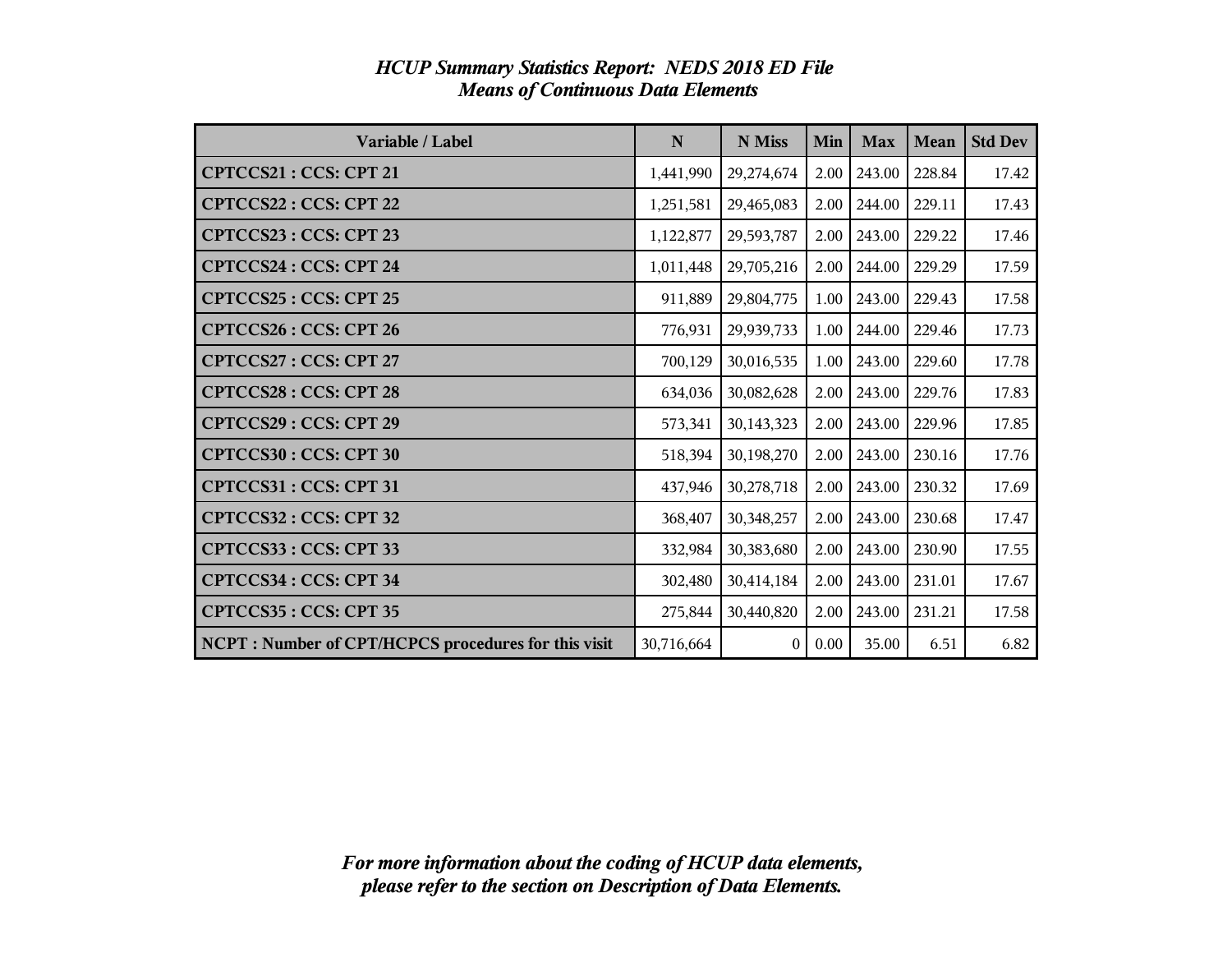*HCUP Summary Statistics Report: NEDS 2018 ED File*
*Means of Continuous Data Elements*

| Variable / Label | N | N Miss | Min | Max | Mean | Std Dev |
|---|---|---|---|---|---|---|
| **CPTCCS21 : CCS: CPT 21** | 1,441,990 | 29,274,674 | 2.00 | 243.00 | 228.84 | 17.42 |
| **CPTCCS22 : CCS: CPT 22** | 1,251,581 | 29,465,083 | 2.00 | 244.00 | 229.11 | 17.43 |
| **CPTCCS23 : CCS: CPT 23** | 1,122,877 | 29,593,787 | 2.00 | 243.00 | 229.22 | 17.46 |
| **CPTCCS24 : CCS: CPT 24** | 1,011,448 | 29,705,216 | 2.00 | 244.00 | 229.29 | 17.59 |
| **CPTCCS25 : CCS: CPT 25** | 911,889 | 29,804,775 | 1.00 | 243.00 | 229.43 | 17.58 |
| **CPTCCS26 : CCS: CPT 26** | 776,931 | 29,939,733 | 1.00 | 244.00 | 229.46 | 17.73 |
| **CPTCCS27 : CCS: CPT 27** | 700,129 | 30,016,535 | 1.00 | 243.00 | 229.60 | 17.78 |
| **CPTCCS28 : CCS: CPT 28** | 634,036 | 30,082,628 | 2.00 | 243.00 | 229.76 | 17.83 |
| **CPTCCS29 : CCS: CPT 29** | 573,341 | 30,143,323 | 2.00 | 243.00 | 229.96 | 17.85 |
| **CPTCCS30 : CCS: CPT 30** | 518,394 | 30,198,270 | 2.00 | 243.00 | 230.16 | 17.76 |
| **CPTCCS31 : CCS: CPT 31** | 437,946 | 30,278,718 | 2.00 | 243.00 | 230.32 | 17.69 |
| **CPTCCS32 : CCS: CPT 32** | 368,407 | 30,348,257 | 2.00 | 243.00 | 230.68 | 17.47 |
| **CPTCCS33 : CCS: CPT 33** | 332,984 | 30,383,680 | 2.00 | 243.00 | 230.90 | 17.55 |
| **CPTCCS34 : CCS: CPT 34** | 302,480 | 30,414,184 | 2.00 | 243.00 | 231.01 | 17.67 |
| **CPTCCS35 : CCS: CPT 35** | 275,844 | 30,440,820 | 2.00 | 243.00 | 231.21 | 17.58 |
| **NCPT : Number of CPT/HCPCS procedures for this visit** | 30,716,664 | 0 | 0.00 | 35.00 | 6.51 | 6.82 |

*For more information about the coding of HCUP data elements, please refer to the section on Description of Data Elements.*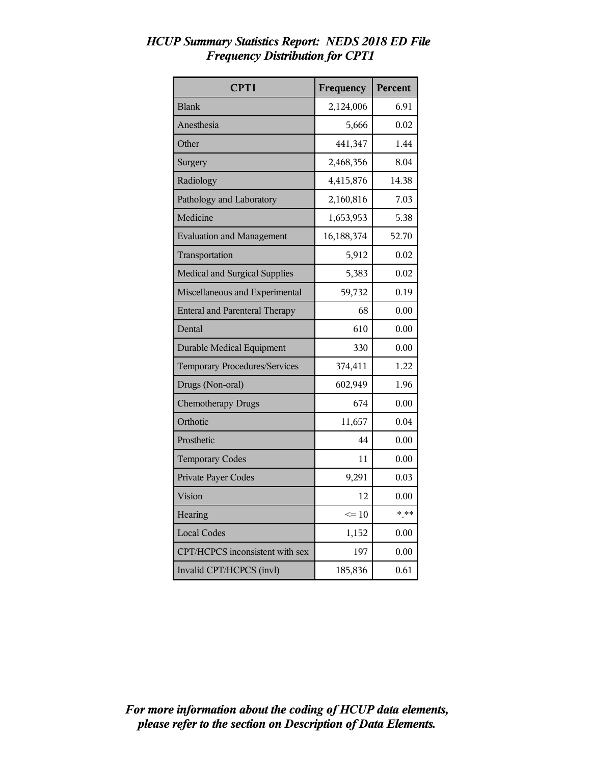*HCUP Summary Statistics Report: NEDS 2018 ED File*
*Frequency Distribution for CPT1*

| CPT1 | Frequency | Percent |
|---|---|---|
| Blank | 2,124,006 | 6.91 |
| Anesthesia | 5,666 | 0.02 |
| Other | 441,347 | 1.44 |
| Surgery | 2,468,356 | 8.04 |
| Radiology | 4,415,876 | 14.38 |
| Pathology and Laboratory | 2,160,816 | 7.03 |
| Medicine | 1,653,953 | 5.38 |
| Evaluation and Management | 16,188,374 | 52.70 |
| Transportation | 5,912 | 0.02 |
| Medical and Surgical Supplies | 5,383 | 0.02 |
| Miscellaneous and Experimental | 59,732 | 0.19 |
| Enteral and Parenteral Therapy | 68 | 0.00 |
| Dental | 610 | 0.00 |
| Durable Medical Equipment | 330 | 0.00 |
| Temporary Procedures/Services | 374,411 | 1.22 |
| Drugs (Non-oral) | 602,949 | 1.96 |
| Chemotherapy Drugs | 674 | 0.00 |
| Orthotic | 11,657 | 0.04 |
| Prosthetic | 44 | 0.00 |
| Temporary Codes | 11 | 0.00 |
| Private Payer Codes | 9,291 | 0.03 |
| Vision | 12 | 0.00 |
| Hearing | <= 10 | *.** |
| Local Codes | 1,152 | 0.00 |
| CPT/HCPCS inconsistent with sex | 197 | 0.00 |
| Invalid CPT/HCPCS (invl) | 185,836 | 0.61 |

*For more information about the coding of HCUP data elements, please refer to the section on Description of Data Elements.*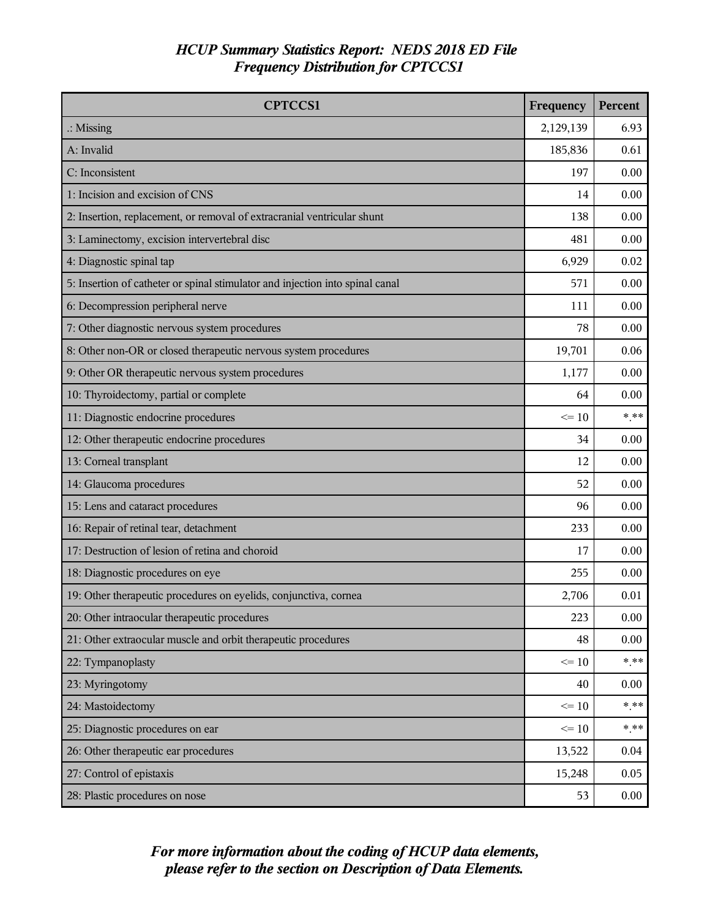# *HCUP Summary Statistics Report: NEDS 2018 ED File*
## *Frequency Distribution for CPTCCS1*

| CPTCCS1 | Frequency | Percent |
|---|---|---|
| .: Missing | 2,129,139 | 6.93 |
| A: Invalid | 185,836 | 0.61 |
| C: Inconsistent | 197 | 0.00 |
| 1: Incision and excision of CNS | 14 | 0.00 |
| 2: Insertion, replacement, or removal of extracranial ventricular shunt | 138 | 0.00 |
| 3: Laminectomy, excision intervertebral disc | 481 | 0.00 |
| 4: Diagnostic spinal tap | 6,929 | 0.02 |
| 5: Insertion of catheter or spinal stimulator and injection into spinal canal | 571 | 0.00 |
| 6: Decompression peripheral nerve | 111 | 0.00 |
| 7: Other diagnostic nervous system procedures | 78 | 0.00 |
| 8: Other non-OR or closed therapeutic nervous system procedures | 19,701 | 0.06 |
| 9: Other OR therapeutic nervous system procedures | 1,177 | 0.00 |
| 10: Thyroidectomy, partial or complete | 64 | 0.00 |
| 11: Diagnostic endocrine procedures | <= 10 | *.** |
| 12: Other therapeutic endocrine procedures | 34 | 0.00 |
| 13: Corneal transplant | 12 | 0.00 |
| 14: Glaucoma procedures | 52 | 0.00 |
| 15: Lens and cataract procedures | 96 | 0.00 |
| 16: Repair of retinal tear, detachment | 233 | 0.00 |
| 17: Destruction of lesion of retina and choroid | 17 | 0.00 |
| 18: Diagnostic procedures on eye | 255 | 0.00 |
| 19: Other therapeutic procedures on eyelids, conjunctiva, cornea | 2,706 | 0.01 |
| 20: Other intraocular therapeutic procedures | 223 | 0.00 |
| 21: Other extraocular muscle and orbit therapeutic procedures | 48 | 0.00 |
| 22: Tympanoplasty | <= 10 | *.** |
| 23: Myringotomy | 40 | 0.00 |
| 24: Mastoidectomy | <= 10 | *.** |
| 25: Diagnostic procedures on ear | <= 10 | *.** |
| 26: Other therapeutic ear procedures | 13,522 | 0.04 |
| 27: Control of epistaxis | 15,248 | 0.05 |
| 28: Plastic procedures on nose | 53 | 0.00 |

***For more information about the coding of HCUP data elements, please refer to the section on Description of Data Elements.***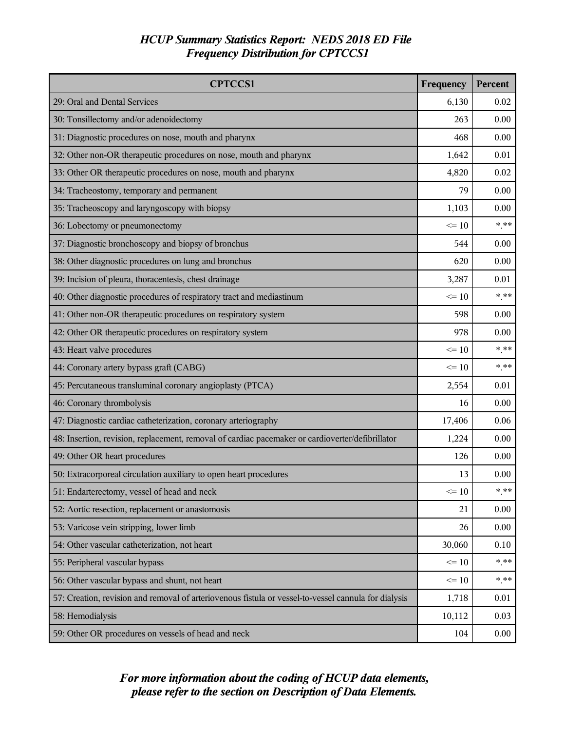*HCUP Summary Statistics Report: NEDS 2018 ED File*
*Frequency Distribution for CPTCCS1*

| CPTCCS1 | Frequency | Percent |
|---|---|---|
| 29: Oral and Dental Services | 6,130 | 0.02 |
| 30: Tonsillectomy and/or adenoidectomy | 263 | 0.00 |
| 31: Diagnostic procedures on nose, mouth and pharynx | 468 | 0.00 |
| 32: Other non-OR therapeutic procedures on nose, mouth and pharynx | 1,642 | 0.01 |
| 33: Other OR therapeutic procedures on nose, mouth and pharynx | 4,820 | 0.02 |
| 34: Tracheostomy, temporary and permanent | 79 | 0.00 |
| 35: Tracheoscopy and laryngoscopy with biopsy | 1,103 | 0.00 |
| 36: Lobectomy or pneumonectomy | <= 10 | *.** |
| 37: Diagnostic bronchoscopy and biopsy of bronchus | 544 | 0.00 |
| 38: Other diagnostic procedures on lung and bronchus | 620 | 0.00 |
| 39: Incision of pleura, thoracentesis, chest drainage | 3,287 | 0.01 |
| 40: Other diagnostic procedures of respiratory tract and mediastinum | <= 10 | *.** |
| 41: Other non-OR therapeutic procedures on respiratory system | 598 | 0.00 |
| 42: Other OR therapeutic procedures on respiratory system | 978 | 0.00 |
| 43: Heart valve procedures | <= 10 | *.** |
| 44: Coronary artery bypass graft (CABG) | <= 10 | *.** |
| 45: Percutaneous transluminal coronary angioplasty (PTCA) | 2,554 | 0.01 |
| 46: Coronary thrombolysis | 16 | 0.00 |
| 47: Diagnostic cardiac catheterization, coronary arteriography | 17,406 | 0.06 |
| 48: Insertion, revision, replacement, removal of cardiac pacemaker or cardioverter/defibrillator | 1,224 | 0.00 |
| 49: Other OR heart procedures | 126 | 0.00 |
| 50: Extracorporeal circulation auxiliary to open heart procedures | 13 | 0.00 |
| 51: Endarterectomy, vessel of head and neck | <= 10 | *.** |
| 52: Aortic resection, replacement or anastomosis | 21 | 0.00 |
| 53: Varicose vein stripping, lower limb | 26 | 0.00 |
| 54: Other vascular catheterization, not heart | 30,060 | 0.10 |
| 55: Peripheral vascular bypass | <= 10 | *.** |
| 56: Other vascular bypass and shunt, not heart | <= 10 | *.** |
| 57: Creation, revision and removal of arteriovenous fistula or vessel-to-vessel cannula for dialysis | 1,718 | 0.01 |
| 58: Hemodialysis | 10,112 | 0.03 |
| 59: Other OR procedures on vessels of head and neck | 104 | 0.00 |

***For more information about the coding of HCUP data elements, please refer to the section on Description of Data Elements.***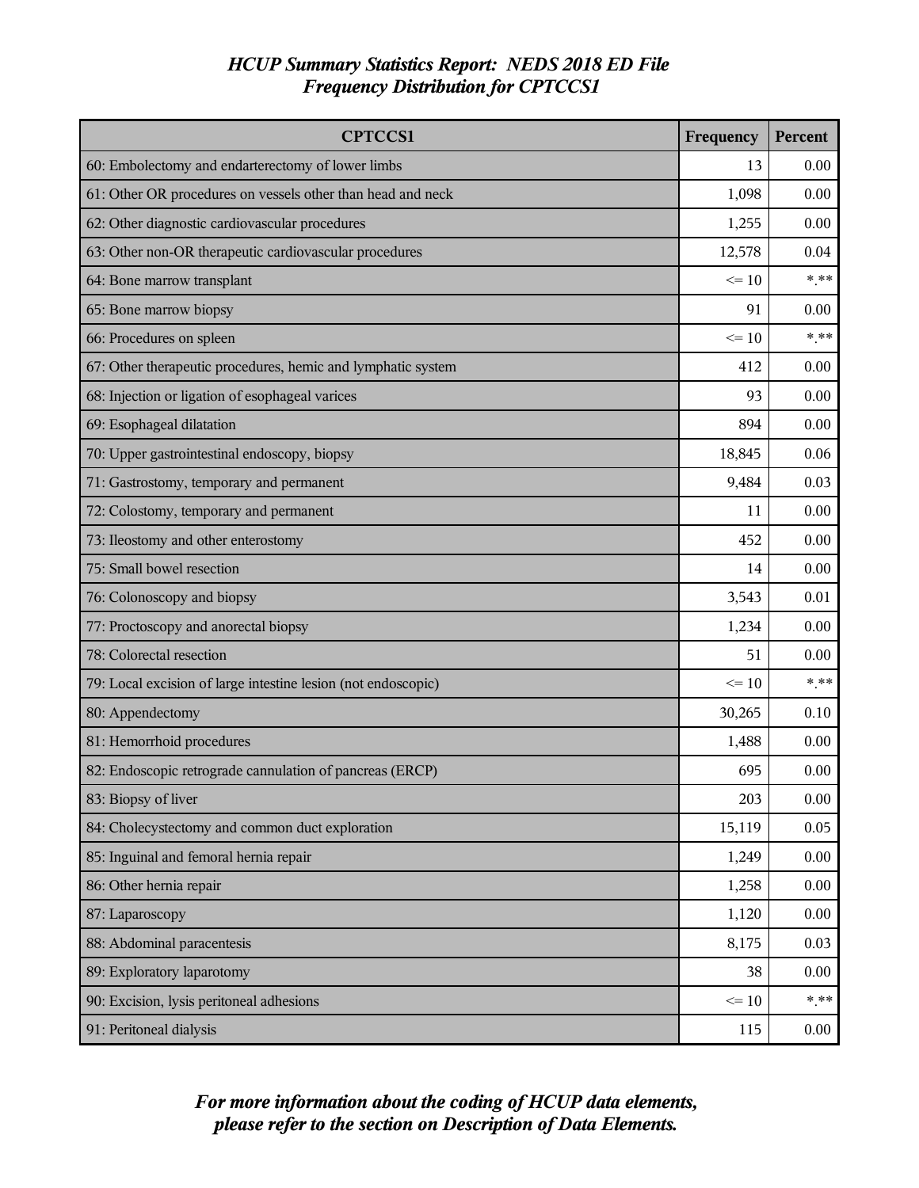# *HCUP Summary Statistics Report: NEDS 2018 ED File*
## *Frequency Distribution for CPTCCS1*

| CPTCCS1 | Frequency | Percent |
|---|---|---|
| 60: Embolectomy and endarterectomy of lower limbs | 13 | 0.00 |
| 61: Other OR procedures on vessels other than head and neck | 1,098 | 0.00 |
| 62: Other diagnostic cardiovascular procedures | 1,255 | 0.00 |
| 63: Other non-OR therapeutic cardiovascular procedures | 12,578 | 0.04 |
| 64: Bone marrow transplant | <= 10 | *.** |
| 65: Bone marrow biopsy | 91 | 0.00 |
| 66: Procedures on spleen | <= 10 | *.** |
| 67: Other therapeutic procedures, hemic and lymphatic system | 412 | 0.00 |
| 68: Injection or ligation of esophageal varices | 93 | 0.00 |
| 69: Esophageal dilatation | 894 | 0.00 |
| 70: Upper gastrointestinal endoscopy, biopsy | 18,845 | 0.06 |
| 71: Gastrostomy, temporary and permanent | 9,484 | 0.03 |
| 72: Colostomy, temporary and permanent | 11 | 0.00 |
| 73: Ileostomy and other enterostomy | 452 | 0.00 |
| 75: Small bowel resection | 14 | 0.00 |
| 76: Colonoscopy and biopsy | 3,543 | 0.01 |
| 77: Proctoscopy and anorectal biopsy | 1,234 | 0.00 |
| 78: Colorectal resection | 51 | 0.00 |
| 79: Local excision of large intestine lesion (not endoscopic) | <= 10 | *.** |
| 80: Appendectomy | 30,265 | 0.10 |
| 81: Hemorrhoid procedures | 1,488 | 0.00 |
| 82: Endoscopic retrograde cannulation of pancreas (ERCP) | 695 | 0.00 |
| 83: Biopsy of liver | 203 | 0.00 |
| 84: Cholecystectomy and common duct exploration | 15,119 | 0.05 |
| 85: Inguinal and femoral hernia repair | 1,249 | 0.00 |
| 86: Other hernia repair | 1,258 | 0.00 |
| 87: Laparoscopy | 1,120 | 0.00 |
| 88: Abdominal paracentesis | 8,175 | 0.03 |
| 89: Exploratory laparotomy | 38 | 0.00 |
| 90: Excision, lysis peritoneal adhesions | <= 10 | *.** |
| 91: Peritoneal dialysis | 115 | 0.00 |

*For more information about the coding of HCUP data elements, please refer to the section on Description of Data Elements.*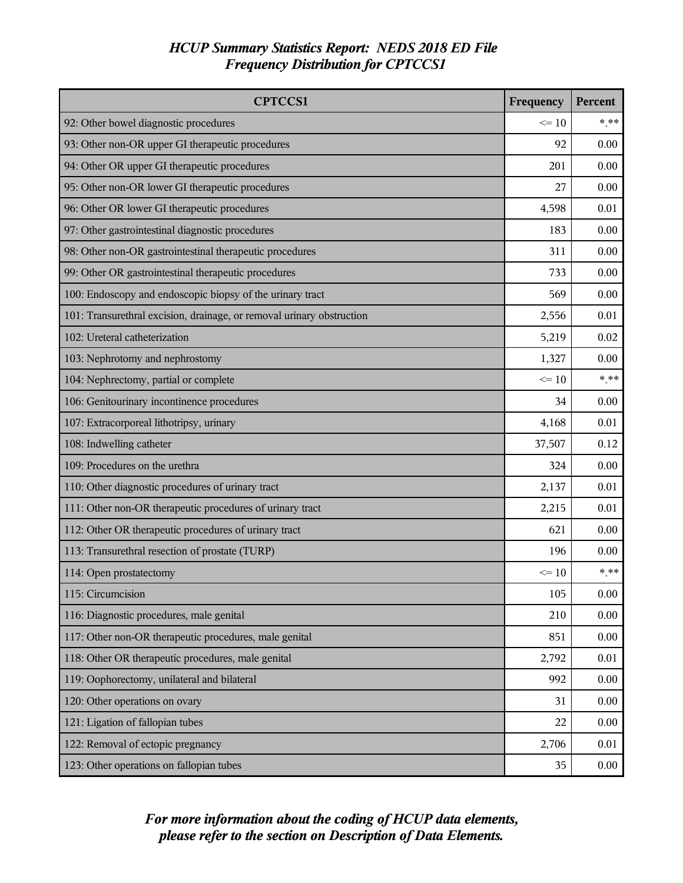# *HCUP Summary Statistics Report: NEDS 2018 ED File*
## *Frequency Distribution for CPTCCS1*

| CPTCCS1 | Frequency | Percent |
|---|---|---|
| 92: Other bowel diagnostic procedures | <= 10 | *.** |
| 93: Other non-OR upper GI therapeutic procedures | 92 | 0.00 |
| 94: Other OR upper GI therapeutic procedures | 201 | 0.00 |
| 95: Other non-OR lower GI therapeutic procedures | 27 | 0.00 |
| 96: Other OR lower GI therapeutic procedures | 4,598 | 0.01 |
| 97: Other gastrointestinal diagnostic procedures | 183 | 0.00 |
| 98: Other non-OR gastrointestinal therapeutic procedures | 311 | 0.00 |
| 99: Other OR gastrointestinal therapeutic procedures | 733 | 0.00 |
| 100: Endoscopy and endoscopic biopsy of the urinary tract | 569 | 0.00 |
| 101: Transurethral excision, drainage, or removal urinary obstruction | 2,556 | 0.01 |
| 102: Ureteral catheterization | 5,219 | 0.02 |
| 103: Nephrotomy and nephrostomy | 1,327 | 0.00 |
| 104: Nephrectomy, partial or complete | <= 10 | *.** |
| 106: Genitourinary incontinence procedures | 34 | 0.00 |
| 107: Extracorporeal lithotripsy, urinary | 4,168 | 0.01 |
| 108: Indwelling catheter | 37,507 | 0.12 |
| 109: Procedures on the urethra | 324 | 0.00 |
| 110: Other diagnostic procedures of urinary tract | 2,137 | 0.01 |
| 111: Other non-OR therapeutic procedures of urinary tract | 2,215 | 0.01 |
| 112: Other OR therapeutic procedures of urinary tract | 621 | 0.00 |
| 113: Transurethral resection of prostate (TURP) | 196 | 0.00 |
| 114: Open prostatectomy | <= 10 | *.** |
| 115: Circumcision | 105 | 0.00 |
| 116: Diagnostic procedures, male genital | 210 | 0.00 |
| 117: Other non-OR therapeutic procedures, male genital | 851 | 0.00 |
| 118: Other OR therapeutic procedures, male genital | 2,792 | 0.01 |
| 119: Oophorectomy, unilateral and bilateral | 992 | 0.00 |
| 120: Other operations on ovary | 31 | 0.00 |
| 121: Ligation of fallopian tubes | 22 | 0.00 |
| 122: Removal of ectopic pregnancy | 2,706 | 0.01 |
| 123: Other operations on fallopian tubes | 35 | 0.00 |

***For more information about the coding of HCUP data elements, please refer to the section on Description of Data Elements.***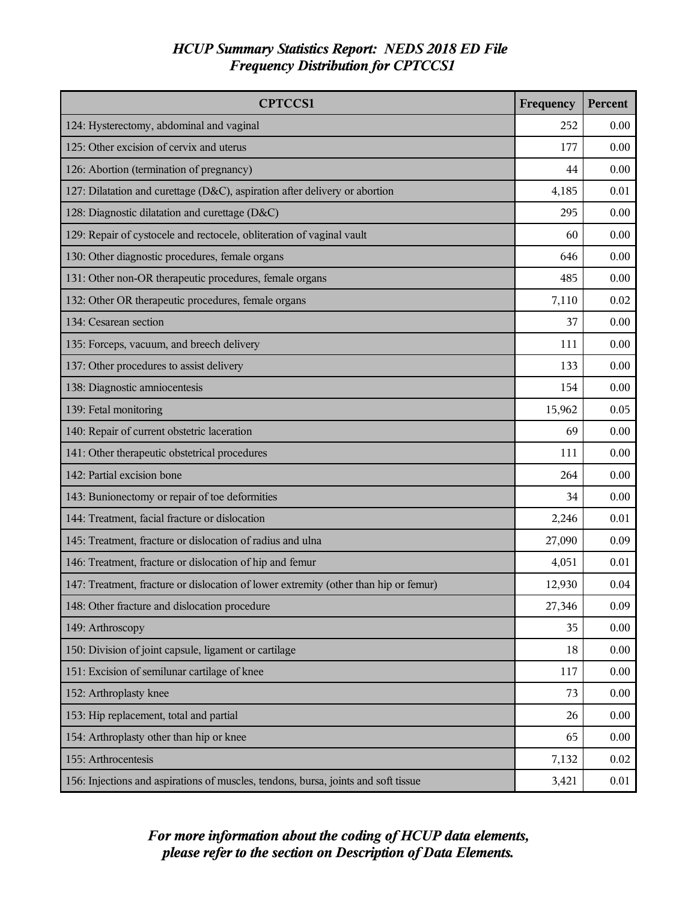# *HCUP Summary Statistics Report: NEDS 2018 ED File*
## *Frequency Distribution for CPTCCS1*

| CPTCCS1 | Frequency | Percent |
|---|---|---|
| 124: Hysterectomy, abdominal and vaginal | 252 | 0.00 |
| 125: Other excision of cervix and uterus | 177 | 0.00 |
| 126: Abortion (termination of pregnancy) | 44 | 0.00 |
| 127: Dilatation and curettage (D&C), aspiration after delivery or abortion | 4,185 | 0.01 |
| 128: Diagnostic dilatation and curettage (D&C) | 295 | 0.00 |
| 129: Repair of cystocele and rectocele, obliteration of vaginal vault | 60 | 0.00 |
| 130: Other diagnostic procedures, female organs | 646 | 0.00 |
| 131: Other non-OR therapeutic procedures, female organs | 485 | 0.00 |
| 132: Other OR therapeutic procedures, female organs | 7,110 | 0.02 |
| 134: Cesarean section | 37 | 0.00 |
| 135: Forceps, vacuum, and breech delivery | 111 | 0.00 |
| 137: Other procedures to assist delivery | 133 | 0.00 |
| 138: Diagnostic amniocentesis | 154 | 0.00 |
| 139: Fetal monitoring | 15,962 | 0.05 |
| 140: Repair of current obstetric laceration | 69 | 0.00 |
| 141: Other therapeutic obstetrical procedures | 111 | 0.00 |
| 142: Partial excision bone | 264 | 0.00 |
| 143: Bunionectomy or repair of toe deformities | 34 | 0.00 |
| 144: Treatment, facial fracture or dislocation | 2,246 | 0.01 |
| 145: Treatment, fracture or dislocation of radius and ulna | 27,090 | 0.09 |
| 146: Treatment, fracture or dislocation of hip and femur | 4,051 | 0.01 |
| 147: Treatment, fracture or dislocation of lower extremity (other than hip or femur) | 12,930 | 0.04 |
| 148: Other fracture and dislocation procedure | 27,346 | 0.09 |
| 149: Arthroscopy | 35 | 0.00 |
| 150: Division of joint capsule, ligament or cartilage | 18 | 0.00 |
| 151: Excision of semilunar cartilage of knee | 117 | 0.00 |
| 152: Arthroplasty knee | 73 | 0.00 |
| 153: Hip replacement, total and partial | 26 | 0.00 |
| 154: Arthroplasty other than hip or knee | 65 | 0.00 |
| 155: Arthrocentesis | 7,132 | 0.02 |
| 156: Injections and aspirations of muscles, tendons, bursa, joints and soft tissue | 3,421 | 0.01 |

***For more information about the coding of HCUP data elements, please refer to the section on Description of Data Elements.***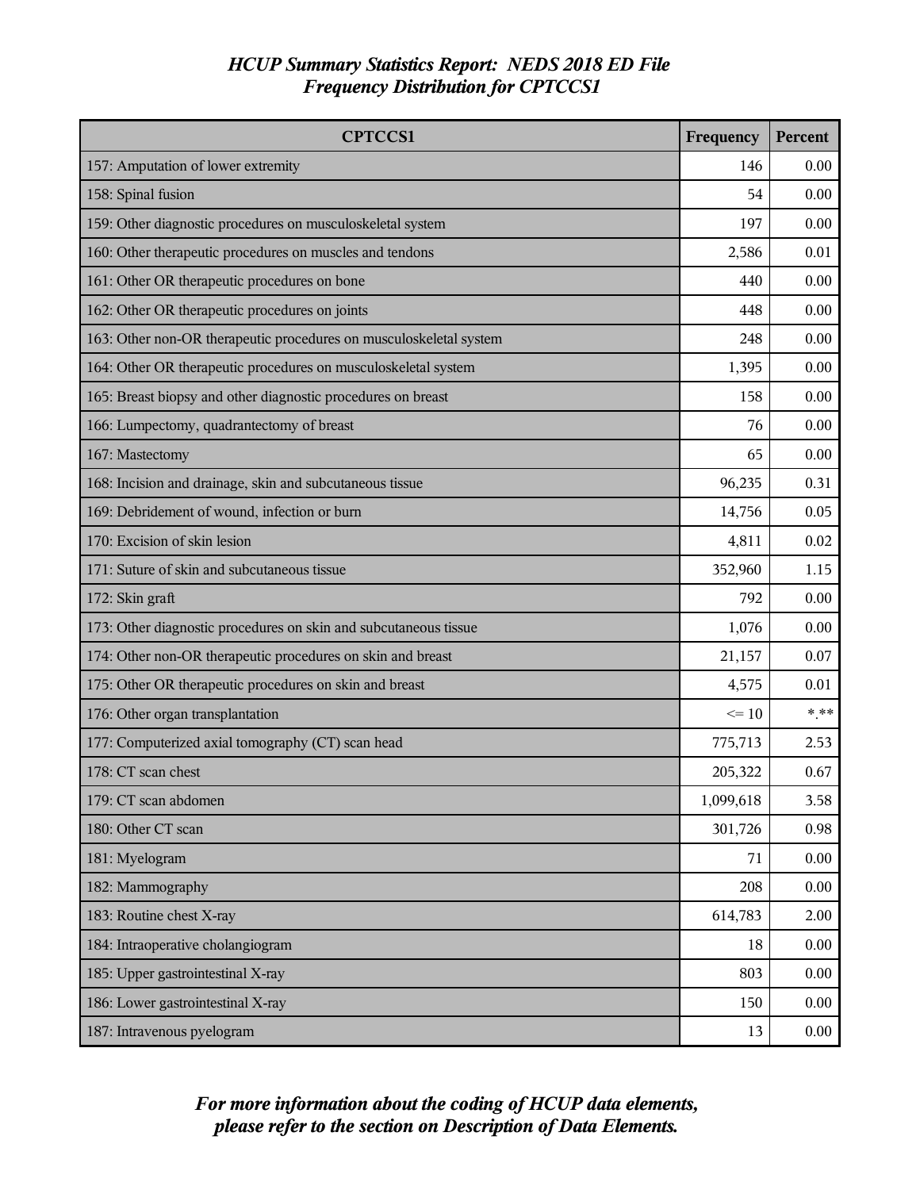# *HCUP Summary Statistics Report: NEDS 2018 ED File*
## *Frequency Distribution for CPTCCS1*

| CPTCCS1 | Frequency | Percent |
|---|---|---|
| 157: Amputation of lower extremity | 146 | 0.00 |
| 158: Spinal fusion | 54 | 0.00 |
| 159: Other diagnostic procedures on musculoskeletal system | 197 | 0.00 |
| 160: Other therapeutic procedures on muscles and tendons | 2,586 | 0.01 |
| 161: Other OR therapeutic procedures on bone | 440 | 0.00 |
| 162: Other OR therapeutic procedures on joints | 448 | 0.00 |
| 163: Other non-OR therapeutic procedures on musculoskeletal system | 248 | 0.00 |
| 164: Other OR therapeutic procedures on musculoskeletal system | 1,395 | 0.00 |
| 165: Breast biopsy and other diagnostic procedures on breast | 158 | 0.00 |
| 166: Lumpectomy, quadrantectomy of breast | 76 | 0.00 |
| 167: Mastectomy | 65 | 0.00 |
| 168: Incision and drainage, skin and subcutaneous tissue | 96,235 | 0.31 |
| 169: Debridement of wound, infection or burn | 14,756 | 0.05 |
| 170: Excision of skin lesion | 4,811 | 0.02 |
| 171: Suture of skin and subcutaneous tissue | 352,960 | 1.15 |
| 172: Skin graft | 792 | 0.00 |
| 173: Other diagnostic procedures on skin and subcutaneous tissue | 1,076 | 0.00 |
| 174: Other non-OR therapeutic procedures on skin and breast | 21,157 | 0.07 |
| 175: Other OR therapeutic procedures on skin and breast | 4,575 | 0.01 |
| 176: Other organ transplantation | <= 10 | *.** |
| 177: Computerized axial tomography (CT) scan head | 775,713 | 2.53 |
| 178: CT scan chest | 205,322 | 0.67 |
| 179: CT scan abdomen | 1,099,618 | 3.58 |
| 180: Other CT scan | 301,726 | 0.98 |
| 181: Myelogram | 71 | 0.00 |
| 182: Mammography | 208 | 0.00 |
| 183: Routine chest X-ray | 614,783 | 2.00 |
| 184: Intraoperative cholangiogram | 18 | 0.00 |
| 185: Upper gastrointestinal X-ray | 803 | 0.00 |
| 186: Lower gastrointestinal X-ray | 150 | 0.00 |
| 187: Intravenous pyelogram | 13 | 0.00 |

***For more information about the coding of HCUP data elements, please refer to the section on Description of Data Elements.***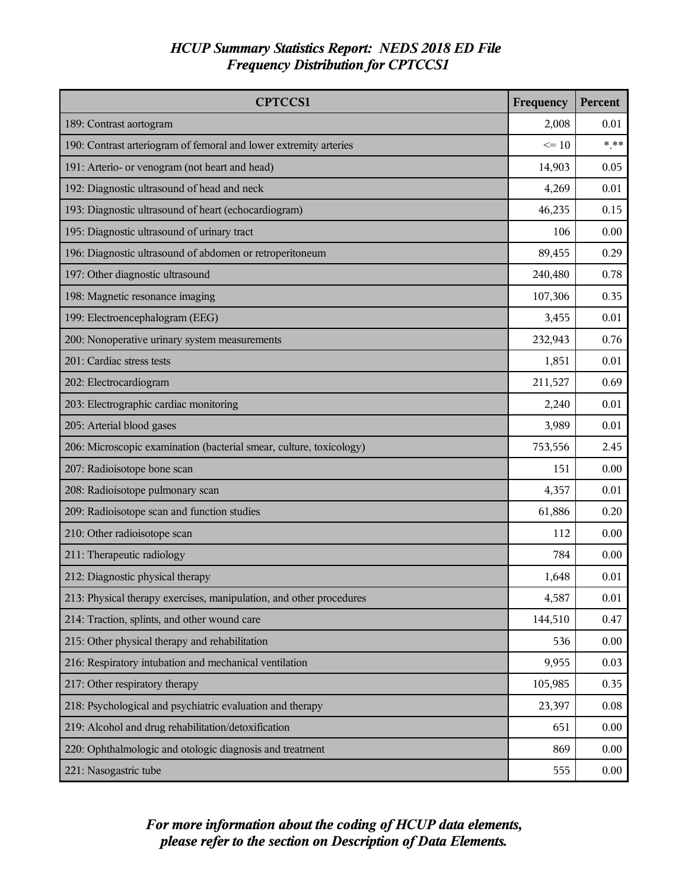# *HCUP Summary Statistics Report: NEDS 2018 ED File*
## *Frequency Distribution for CPTCCS1*

| CPTCCS1 | Frequency | Percent |
|---|---|---|
| 189: Contrast aortogram | 2,008 | 0.01 |
| 190: Contrast arteriogram of femoral and lower extremity arteries | <= 10 | *.** |
| 191: Arterio- or venogram (not heart and head) | 14,903 | 0.05 |
| 192: Diagnostic ultrasound of head and neck | 4,269 | 0.01 |
| 193: Diagnostic ultrasound of heart (echocardiogram) | 46,235 | 0.15 |
| 195: Diagnostic ultrasound of urinary tract | 106 | 0.00 |
| 196: Diagnostic ultrasound of abdomen or retroperitoneum | 89,455 | 0.29 |
| 197: Other diagnostic ultrasound | 240,480 | 0.78 |
| 198: Magnetic resonance imaging | 107,306 | 0.35 |
| 199: Electroencephalogram (EEG) | 3,455 | 0.01 |
| 200: Nonoperative urinary system measurements | 232,943 | 0.76 |
| 201: Cardiac stress tests | 1,851 | 0.01 |
| 202: Electrocardiogram | 211,527 | 0.69 |
| 203: Electrographic cardiac monitoring | 2,240 | 0.01 |
| 205: Arterial blood gases | 3,989 | 0.01 |
| 206: Microscopic examination (bacterial smear, culture, toxicology) | 753,556 | 2.45 |
| 207: Radioisotope bone scan | 151 | 0.00 |
| 208: Radioisotope pulmonary scan | 4,357 | 0.01 |
| 209: Radioisotope scan and function studies | 61,886 | 0.20 |
| 210: Other radioisotope scan | 112 | 0.00 |
| 211: Therapeutic radiology | 784 | 0.00 |
| 212: Diagnostic physical therapy | 1,648 | 0.01 |
| 213: Physical therapy exercises, manipulation, and other procedures | 4,587 | 0.01 |
| 214: Traction, splints, and other wound care | 144,510 | 0.47 |
| 215: Other physical therapy and rehabilitation | 536 | 0.00 |
| 216: Respiratory intubation and mechanical ventilation | 9,955 | 0.03 |
| 217: Other respiratory therapy | 105,985 | 0.35 |
| 218: Psychological and psychiatric evaluation and therapy | 23,397 | 0.08 |
| 219: Alcohol and drug rehabilitation/detoxification | 651 | 0.00 |
| 220: Ophthalmologic and otologic diagnosis and treatment | 869 | 0.00 |
| 221: Nasogastric tube | 555 | 0.00 |

***For more information about the coding of HCUP data elements, please refer to the section on Description of Data Elements.***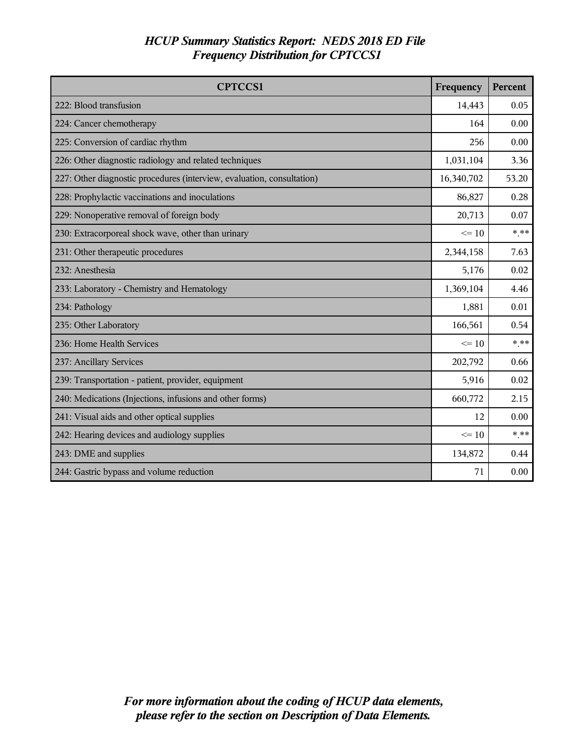*HCUP Summary Statistics Report: NEDS 2018 ED File*
*Frequency Distribution for CPTCCS1*

| CPTCCS1 | Frequency | Percent |
|---|---|---|
| 222: Blood transfusion | 14,443 | 0.05 |
| 224: Cancer chemotherapy | 164 | 0.00 |
| 225: Conversion of cardiac rhythm | 256 | 0.00 |
| 226: Other diagnostic radiology and related techniques | 1,031,104 | 3.36 |
| 227: Other diagnostic procedures (interview, evaluation, consultation) | 16,340,702 | 53.20 |
| 228: Prophylactic vaccinations and inoculations | 86,827 | 0.28 |
| 229: Nonoperative removal of foreign body | 20,713 | 0.07 |
| 230: Extracorporeal shock wave, other than urinary | <= 10 | *.** |
| 231: Other therapeutic procedures | 2,344,158 | 7.63 |
| 232: Anesthesia | 5,176 | 0.02 |
| 233: Laboratory - Chemistry and Hematology | 1,369,104 | 4.46 |
| 234: Pathology | 1,881 | 0.01 |
| 235: Other Laboratory | 166,561 | 0.54 |
| 236: Home Health Services | <= 10 | *.** |
| 237: Ancillary Services | 202,792 | 0.66 |
| 239: Transportation - patient, provider, equipment | 5,916 | 0.02 |
| 240: Medications (Injections, infusions and other forms) | 660,772 | 2.15 |
| 241: Visual aids and other optical supplies | 12 | 0.00 |
| 242: Hearing devices and audiology supplies | <= 10 | *.** |
| 243: DME and supplies | 134,872 | 0.44 |
| 244: Gastric bypass and volume reduction | 71 | 0.00 |

*For more information about the coding of HCUP data elements, please refer to the section on Description of Data Elements.*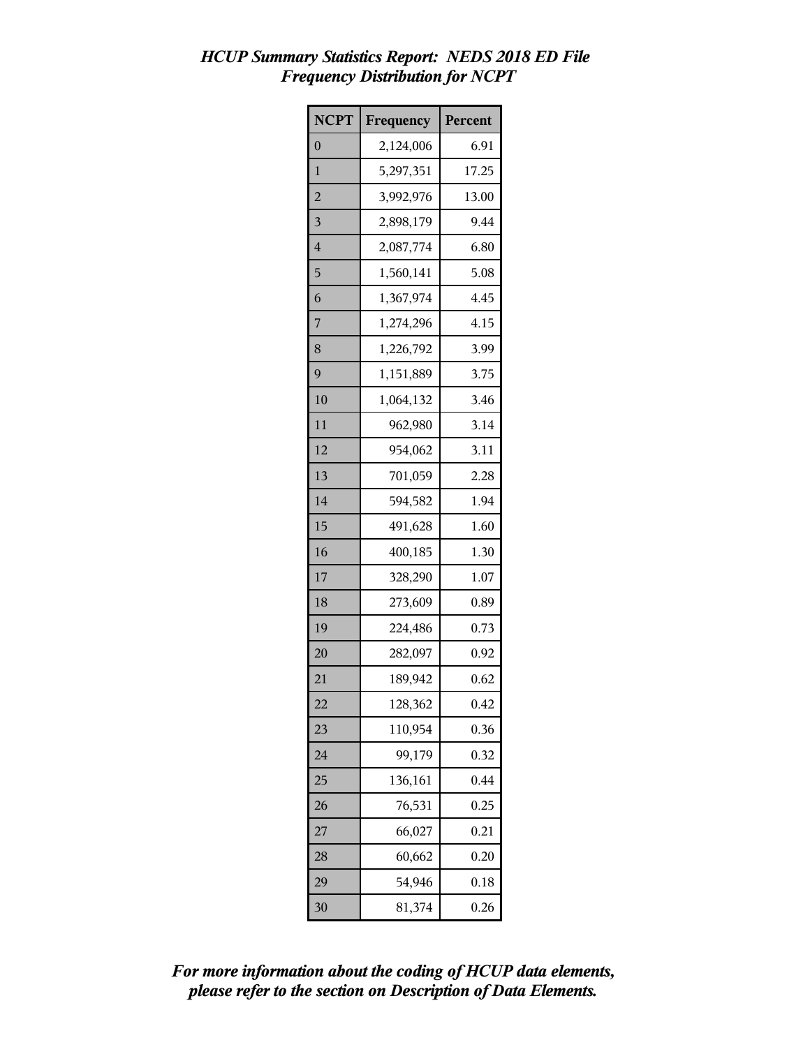# *HCUP Summary Statistics Report: NEDS 2018 ED File*
## *Frequency Distribution for NCPT*

| NCPT | Frequency | Percent |
|---|---|---|
| 0 | 2,124,006 | 6.91 |
| 1 | 5,297,351 | 17.25 |
| 2 | 3,992,976 | 13.00 |
| 3 | 2,898,179 | 9.44 |
| 4 | 2,087,774 | 6.80 |
| 5 | 1,560,141 | 5.08 |
| 6 | 1,367,974 | 4.45 |
| 7 | 1,274,296 | 4.15 |
| 8 | 1,226,792 | 3.99 |
| 9 | 1,151,889 | 3.75 |
| 10 | 1,064,132 | 3.46 |
| 11 | 962,980 | 3.14 |
| 12 | 954,062 | 3.11 |
| 13 | 701,059 | 2.28 |
| 14 | 594,582 | 1.94 |
| 15 | 491,628 | 1.60 |
| 16 | 400,185 | 1.30 |
| 17 | 328,290 | 1.07 |
| 18 | 273,609 | 0.89 |
| 19 | 224,486 | 0.73 |
| 20 | 282,097 | 0.92 |
| 21 | 189,942 | 0.62 |
| 22 | 128,362 | 0.42 |
| 23 | 110,954 | 0.36 |
| 24 | 99,179 | 0.32 |
| 25 | 136,161 | 0.44 |
| 26 | 76,531 | 0.25 |
| 27 | 66,027 | 0.21 |
| 28 | 60,662 | 0.20 |
| 29 | 54,946 | 0.18 |
| 30 | 81,374 | 0.26 |

***For more information about the coding of HCUP data elements, please refer to the section on Description of Data Elements.***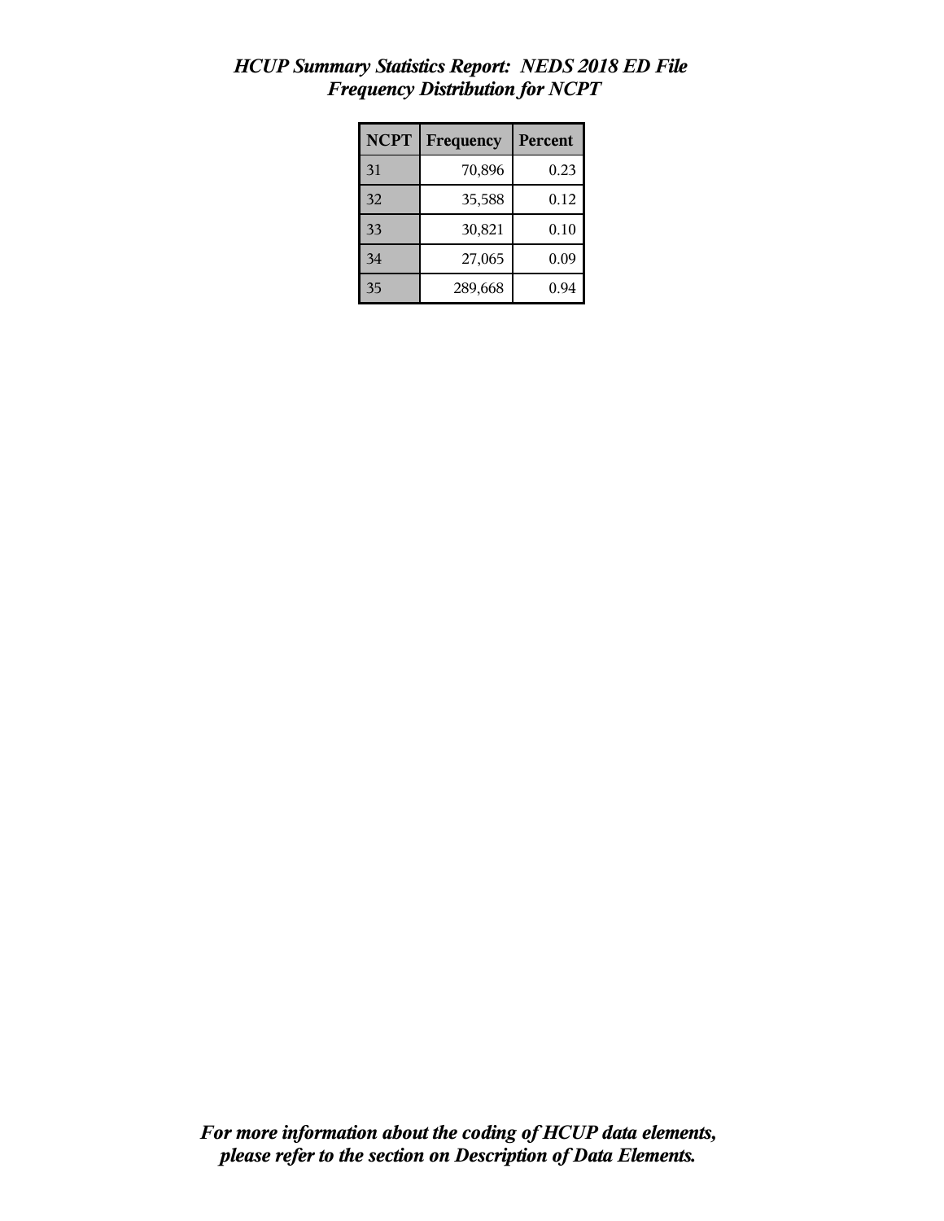*HCUP Summary Statistics Report: NEDS 2018 ED File*
*Frequency Distribution for NCPT*

| NCPT | Frequency | Percent |
|---|---|---|
| 31 | 70,896 | 0.23 |
| 32 | 35,588 | 0.12 |
| 33 | 30,821 | 0.10 |
| 34 | 27,065 | 0.09 |
| 35 | 289,668 | 0.94 |

***For more information about the coding of HCUP data elements, please refer to the section on Description of Data Elements.***